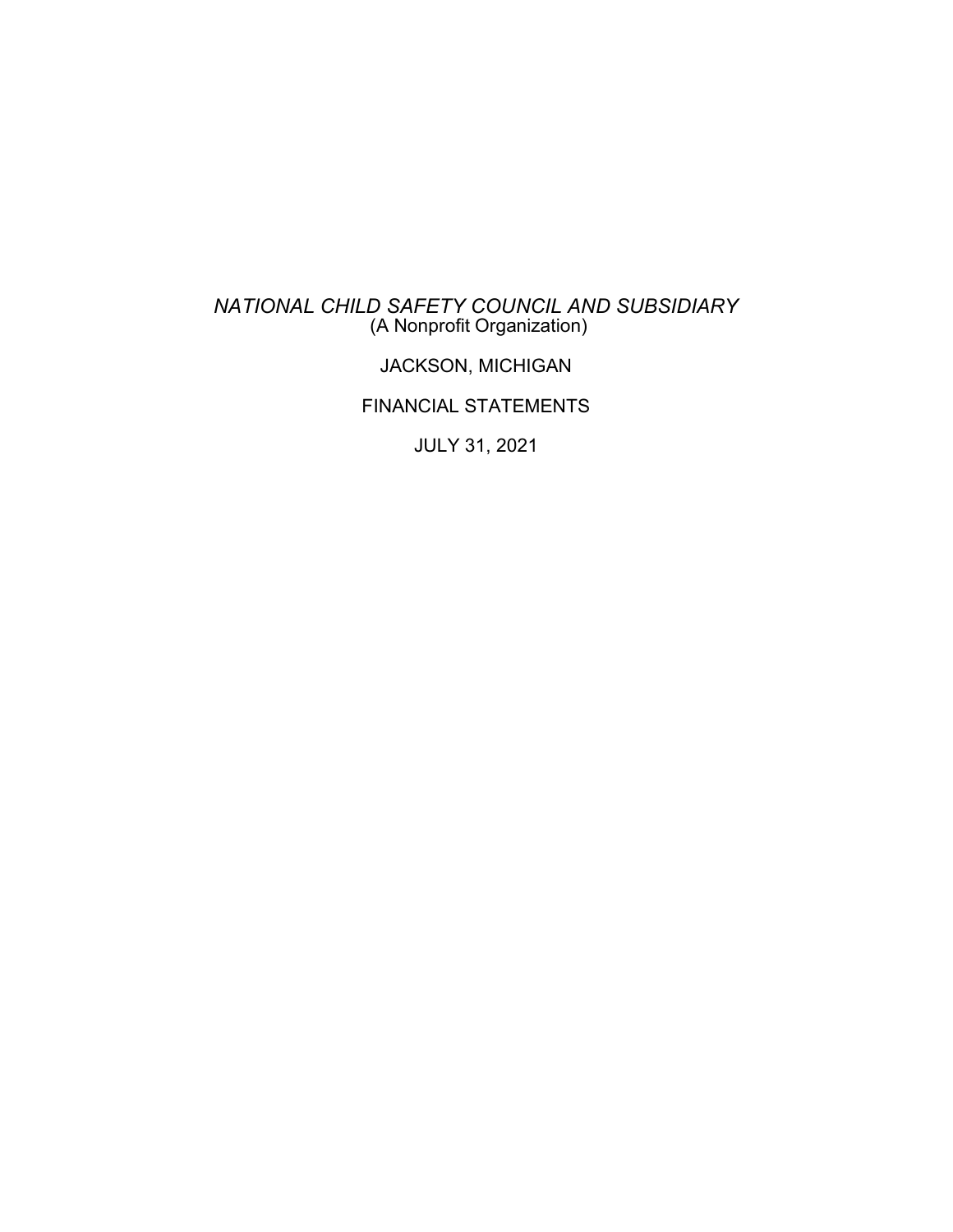*NATIONAL CHILD SAFETY COUNCIL AND SUBSIDIARY*
(A Nonprofit Organization)

JACKSON, MICHIGAN

FINANCIAL STATEMENTS

JULY 31, 2021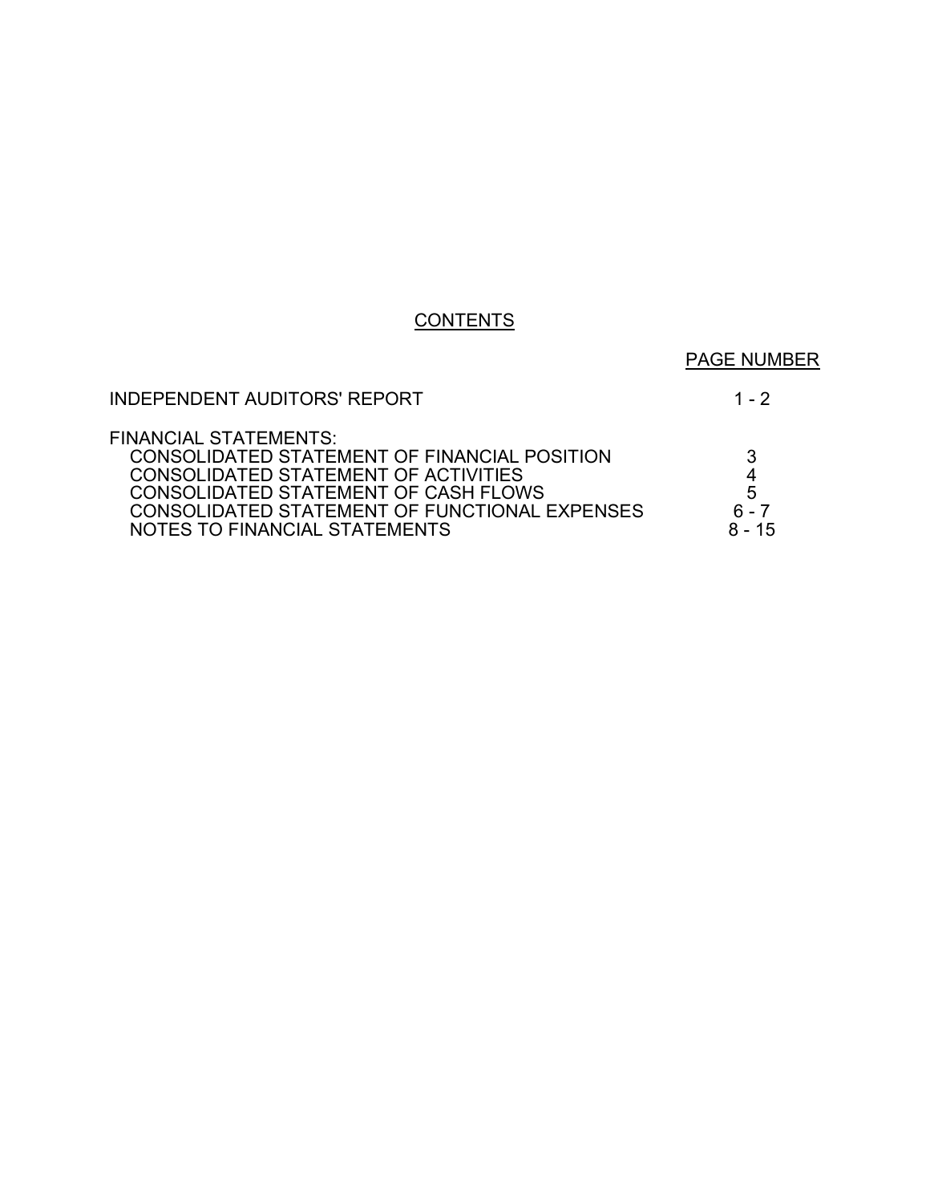# CONTENTS

| | PAGE NUMBER |
|---|---|
| INDEPENDENT AUDITORS' REPORT | 1 - 2 |
| FINANCIAL STATEMENTS: | |
| CONSOLIDATED STATEMENT OF FINANCIAL POSITION | 3 |
| CONSOLIDATED STATEMENT OF ACTIVITIES | 4 |
| CONSOLIDATED STATEMENT OF CASH FLOWS | 5 |
| CONSOLIDATED STATEMENT OF FUNCTIONAL EXPENSES | 6 - 7 |
| NOTES TO FINANCIAL STATEMENTS | 8 - 15 |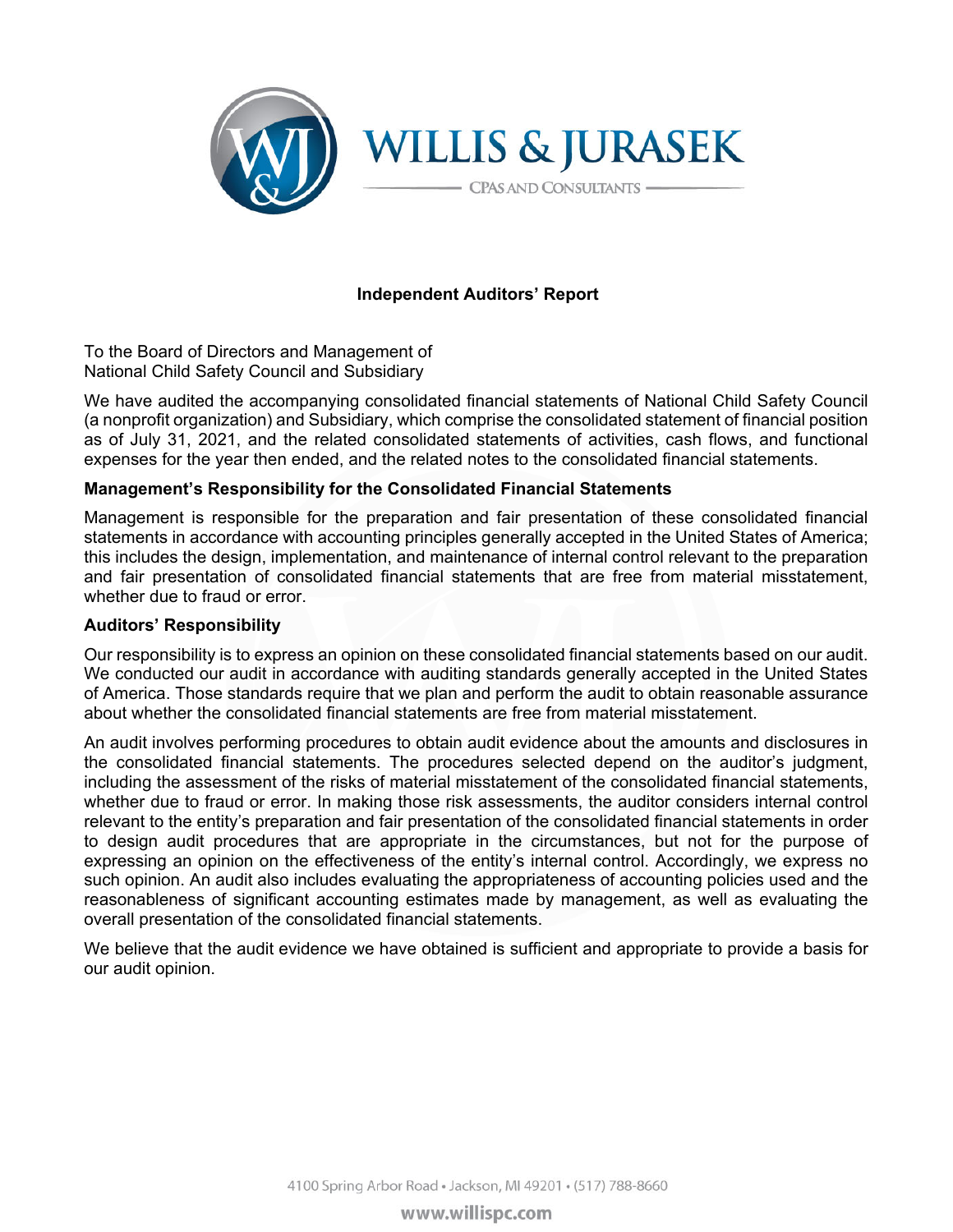# Independent Auditors' Report

To the Board of Directors and Management of
National Child Safety Council and Subsidiary

We have audited the accompanying consolidated financial statements of National Child Safety Council (a nonprofit organization) and Subsidiary, which comprise the consolidated statement of financial position as of July 31, 2021, and the related consolidated statements of activities, cash flows, and functional expenses for the year then ended, and the related notes to the consolidated financial statements.

## Management's Responsibility for the Consolidated Financial Statements

Management is responsible for the preparation and fair presentation of these consolidated financial statements in accordance with accounting principles generally accepted in the United States of America; this includes the design, implementation, and maintenance of internal control relevant to the preparation and fair presentation of consolidated financial statements that are free from material misstatement, whether due to fraud or error.

## Auditors' Responsibility

Our responsibility is to express an opinion on these consolidated financial statements based on our audit. We conducted our audit in accordance with auditing standards generally accepted in the United States of America. Those standards require that we plan and perform the audit to obtain reasonable assurance about whether the consolidated financial statements are free from material misstatement.

An audit involves performing procedures to obtain audit evidence about the amounts and disclosures in the consolidated financial statements. The procedures selected depend on the auditor's judgment, including the assessment of the risks of material misstatement of the consolidated financial statements, whether due to fraud or error. In making those risk assessments, the auditor considers internal control relevant to the entity's preparation and fair presentation of the consolidated financial statements in order to design audit procedures that are appropriate in the circumstances, but not for the purpose of expressing an opinion on the effectiveness of the entity's internal control. Accordingly, we express no such opinion. An audit also includes evaluating the appropriateness of accounting policies used and the reasonableness of significant accounting estimates made by management, as well as evaluating the overall presentation of the consolidated financial statements.

We believe that the audit evidence we have obtained is sufficient and appropriate to provide a basis for our audit opinion.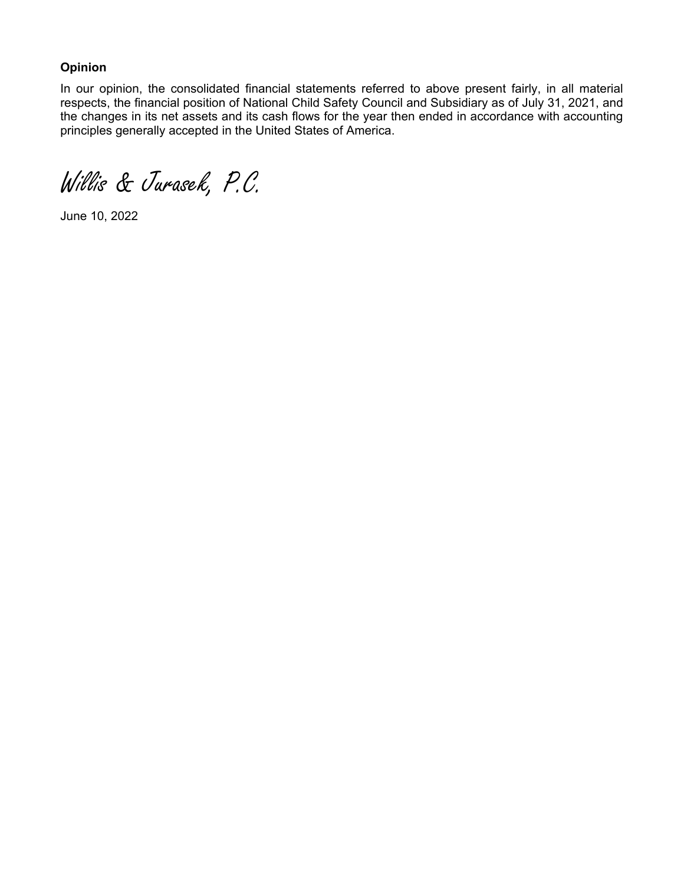**Opinion**

In our opinion, the consolidated financial statements referred to above present fairly, in all material respects, the financial position of National Child Safety Council and Subsidiary as of July 31, 2021, and the changes in its net assets and its cash flows for the year then ended in accordance with accounting principles generally accepted in the United States of America.

*Willis & Jurasek, P.C.*

June 10, 2022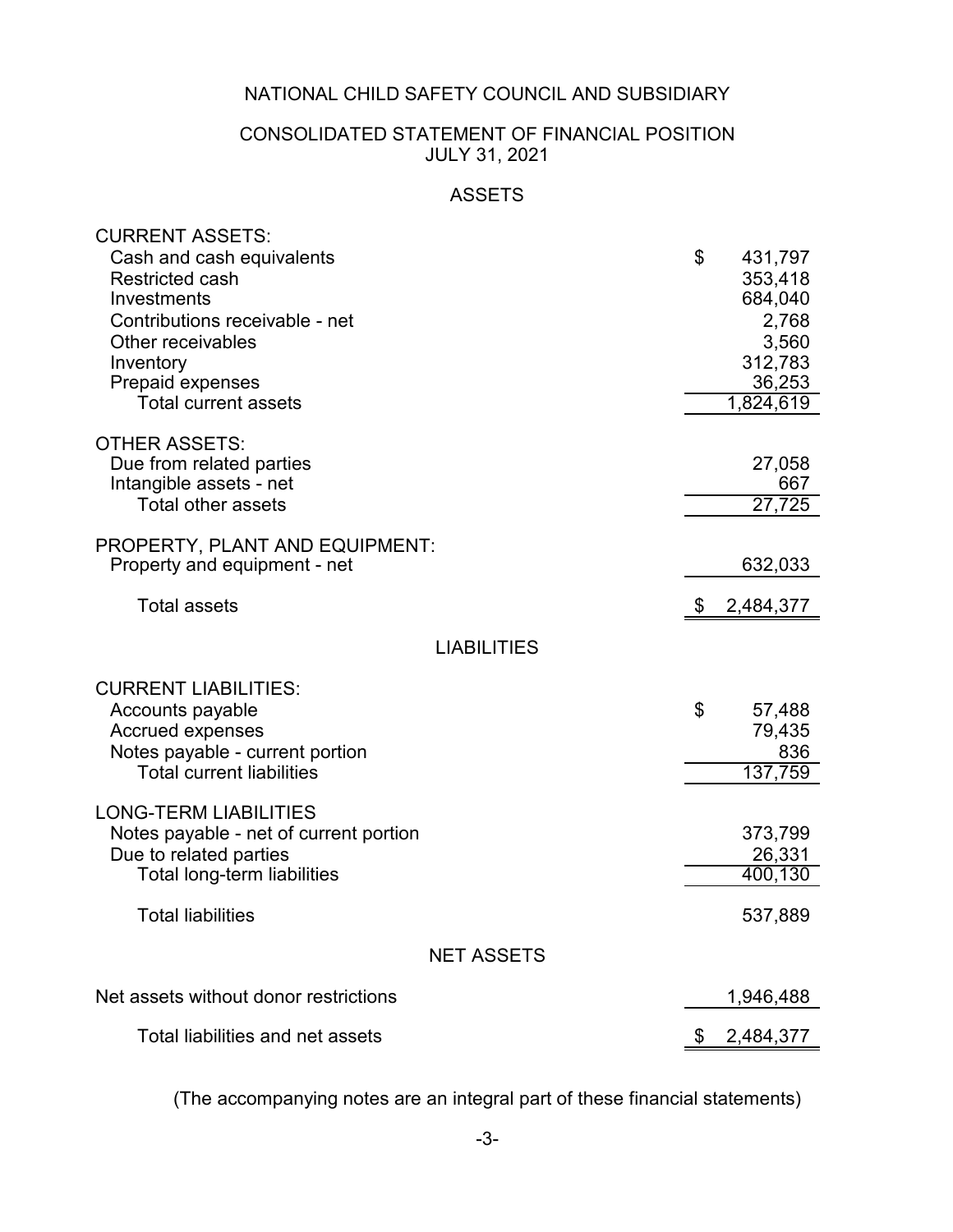# NATIONAL CHILD SAFETY COUNCIL AND SUBSIDIARY

## CONSOLIDATED STATEMENT OF FINANCIAL POSITION
JULY 31, 2021

### ASSETS

| | |
|---|---:|
| **CURRENT ASSETS:** | |
| Cash and cash equivalents | $ 431,797 |
| Restricted cash | 353,418 |
| Investments | 684,040 |
| Contributions receivable - net | 2,768 |
| Other receivables | 3,560 |
| Inventory | 312,783 |
| Prepaid expenses | 36,253 |
| Total current assets | 1,824,619 |
| **OTHER ASSETS:** | |
| Due from related parties | 27,058 |
| Intangible assets - net | 667 |
| Total other assets | 27,725 |
| **PROPERTY, PLANT AND EQUIPMENT:** | |
| Property and equipment - net | 632,033 |
| Total assets | $ 2,484,377 |

### LIABILITIES

| | |
|---|---:|
| **CURRENT LIABILITIES:** | |
| Accounts payable | $ 57,488 |
| Accrued expenses | 79,435 |
| Notes payable - current portion | 836 |
| Total current liabilities | 137,759 |
| **LONG-TERM LIABILITIES** | |
| Notes payable - net of current portion | 373,799 |
| Due to related parties | 26,331 |
| Total long-term liabilities | 400,130 |
| Total liabilities | 537,889 |

### NET ASSETS

| | |
|---|---:|
| Net assets without donor restrictions | 1,946,488 |
| Total liabilities and net assets | $ 2,484,377 |

(The accompanying notes are an integral part of these financial statements)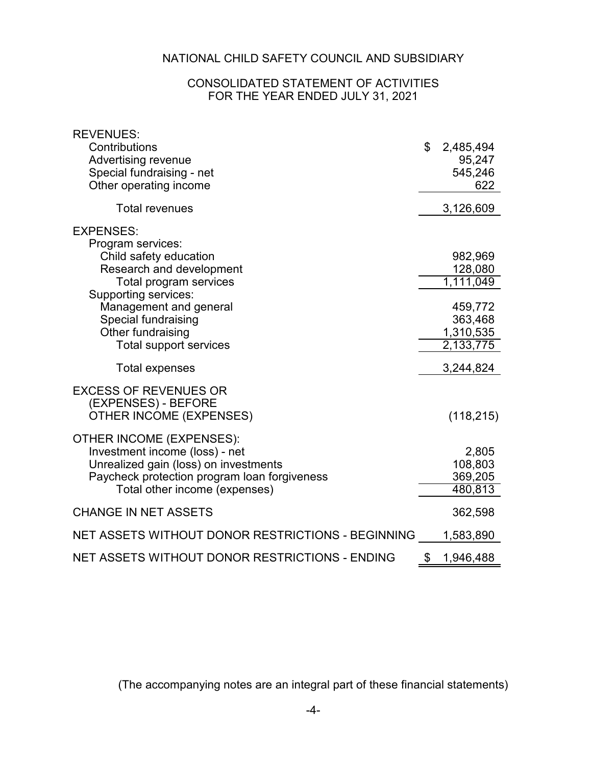# NATIONAL CHILD SAFETY COUNCIL AND SUBSIDIARY

## CONSOLIDATED STATEMENT OF ACTIVITIES
## FOR THE YEAR ENDED JULY 31, 2021

| | |
|---|---|
| REVENUES: | |
| Contributions | $ 2,485,494 |
| Advertising revenue | 95,247 |
| Special fundraising - net | 545,246 |
| Other operating income | 622 |
| Total revenues | 3,126,609 |
| EXPENSES: | |
| Program services: | |
| Child safety education | 982,969 |
| Research and development | 128,080 |
| Total program services | 1,111,049 |
| Supporting services: | |
| Management and general | 459,772 |
| Special fundraising | 363,468 |
| Other fundraising | 1,310,535 |
| Total support services | 2,133,775 |
| Total expenses | 3,244,824 |
| EXCESS OF REVENUES OR (EXPENSES) - BEFORE OTHER INCOME (EXPENSES) | (118,215) |
| OTHER INCOME (EXPENSES): | |
| Investment income (loss) - net | 2,805 |
| Unrealized gain (loss) on investments | 108,803 |
| Paycheck protection program loan forgiveness | 369,205 |
| Total other income (expenses) | 480,813 |
| CHANGE IN NET ASSETS | 362,598 |
| NET ASSETS WITHOUT DONOR RESTRICTIONS - BEGINNING | 1,583,890 |
| NET ASSETS WITHOUT DONOR RESTRICTIONS - ENDING | $ 1,946,488 |

(The accompanying notes are an integral part of these financial statements)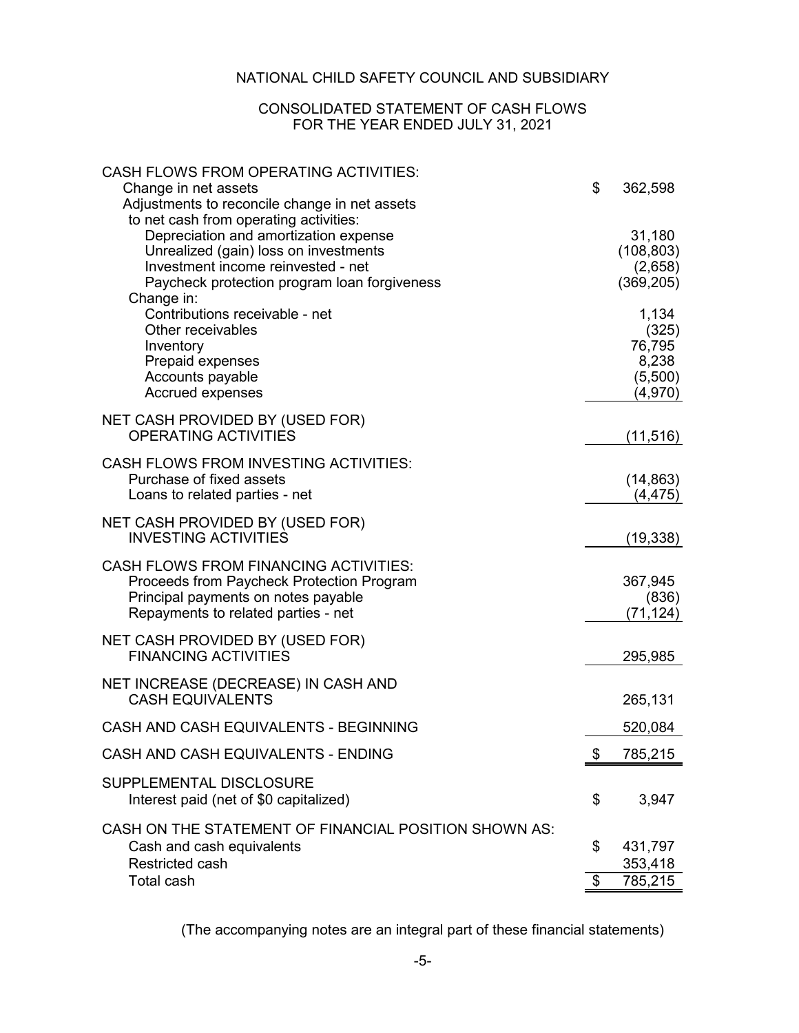# NATIONAL CHILD SAFETY COUNCIL AND SUBSIDIARY

## CONSOLIDATED STATEMENT OF CASH FLOWS
## FOR THE YEAR ENDED JULY 31, 2021

| | |
|---|---|
| **CASH FLOWS FROM OPERATING ACTIVITIES:** | |
| Change in net assets | $ 362,598 |
| Adjustments to reconcile change in net assets to net cash from operating activities: | |
| Depreciation and amortization expense | 31,180 |
| Unrealized (gain) loss on investments | (108,803) |
| Investment income reinvested - net | (2,658) |
| Paycheck protection program loan forgiveness | (369,205) |
| Change in: | |
| Contributions receivable - net | 1,134 |
| Other receivables | (325) |
| Inventory | 76,795 |
| Prepaid expenses | 8,238 |
| Accounts payable | (5,500) |
| Accrued expenses | (4,970) |
| **NET CASH PROVIDED BY (USED FOR) OPERATING ACTIVITIES** | (11,516) |
| **CASH FLOWS FROM INVESTING ACTIVITIES:** | |
| Purchase of fixed assets | (14,863) |
| Loans to related parties - net | (4,475) |
| **NET CASH PROVIDED BY (USED FOR) INVESTING ACTIVITIES** | (19,338) |
| **CASH FLOWS FROM FINANCING ACTIVITIES:** | |
| Proceeds from Paycheck Protection Program | 367,945 |
| Principal payments on notes payable | (836) |
| Repayments to related parties - net | (71,124) |
| **NET CASH PROVIDED BY (USED FOR) FINANCING ACTIVITIES** | 295,985 |
| **NET INCREASE (DECREASE) IN CASH AND CASH EQUIVALENTS** | 265,131 |
| **CASH AND CASH EQUIVALENTS - BEGINNING** | 520,084 |
| **CASH AND CASH EQUIVALENTS - ENDING** | $ 785,215 |
| **SUPPLEMENTAL DISCLOSURE** | |
| Interest paid (net of $0 capitalized) | $ 3,947 |
| **CASH ON THE STATEMENT OF FINANCIAL POSITION SHOWN AS:** | |
| Cash and cash equivalents | $ 431,797 |
| Restricted cash | 353,418 |
| Total cash | $ 785,215 |

(The accompanying notes are an integral part of these financial statements)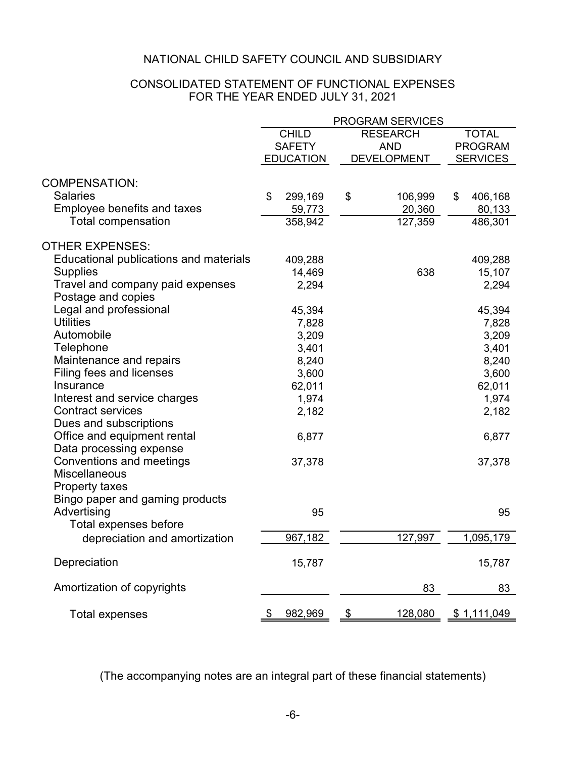# NATIONAL CHILD SAFETY COUNCIL AND SUBSIDIARY

## CONSOLIDATED STATEMENT OF FUNCTIONAL EXPENSES
## FOR THE YEAR ENDED JULY 31, 2021

| | PROGRAM SERVICES | | |
|---|---|---|---|
| | CHILD SAFETY EDUCATION | RESEARCH AND DEVELOPMENT | TOTAL PROGRAM SERVICES |
| COMPENSATION: | | | |
| Salaries | $ 299,169 | $ 106,999 | $ 406,168 |
| Employee benefits and taxes | 59,773 | 20,360 | 80,133 |
| Total compensation | 358,942 | 127,359 | 486,301 |
| OTHER EXPENSES: | | | |
| Educational publications and materials | 409,288 | | 409,288 |
| Supplies | 14,469 | 638 | 15,107 |
| Travel and company paid expenses | 2,294 | | 2,294 |
| Postage and copies | | | |
| Legal and professional | 45,394 | | 45,394 |
| Utilities | 7,828 | | 7,828 |
| Automobile | 3,209 | | 3,209 |
| Telephone | 3,401 | | 3,401 |
| Maintenance and repairs | 8,240 | | 8,240 |
| Filing fees and licenses | 3,600 | | 3,600 |
| Insurance | 62,011 | | 62,011 |
| Interest and service charges | 1,974 | | 1,974 |
| Contract services | 2,182 | | 2,182 |
| Dues and subscriptions | | | |
| Office and equipment rental | 6,877 | | 6,877 |
| Data processing expense | | | |
| Conventions and meetings | 37,378 | | 37,378 |
| Miscellaneous | | | |
| Property taxes | | | |
| Bingo paper and gaming products | | | |
| Advertising | 95 | | 95 |
| Total expenses before depreciation and amortization | 967,182 | 127,997 | 1,095,179 |
| Depreciation | 15,787 | | 15,787 |
| Amortization of copyrights | | 83 | 83 |
| Total expenses | $ 982,969 | $ 128,080 | $ 1,111,049 |

(The accompanying notes are an integral part of these financial statements)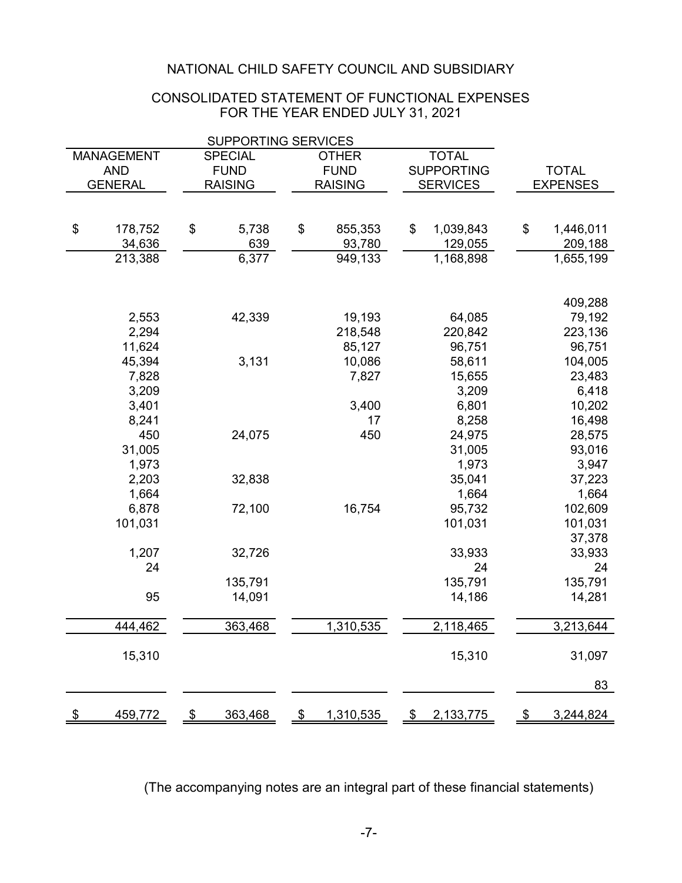# NATIONAL CHILD SAFETY COUNCIL AND SUBSIDIARY

## CONSOLIDATED STATEMENT OF FUNCTIONAL EXPENSES
## FOR THE YEAR ENDED JULY 31, 2021

| SUPPORTING SERVICES | | | | |
|---|---|---|---|---|
| MANAGEMENT AND GENERAL | SPECIAL FUND RAISING | OTHER FUND RAISING | TOTAL SUPPORTING SERVICES | TOTAL EXPENSES |
| $ 178,752 | $ 5,738 | $ 855,353 | $ 1,039,843 | $ 1,446,011 |
| 34,636 | 639 | 93,780 | 129,055 | 209,188 |
| 213,388 | 6,377 | 949,133 | 1,168,898 | 1,655,199 |
| | | | | 409,288 |
| 2,553 | 42,339 | 19,193 | 64,085 | 79,192 |
| 2,294 | | 218,548 | 220,842 | 223,136 |
| 11,624 | | 85,127 | 96,751 | 96,751 |
| 45,394 | 3,131 | 10,086 | 58,611 | 104,005 |
| 7,828 | | 7,827 | 15,655 | 23,483 |
| 3,209 | | | 3,209 | 6,418 |
| 3,401 | | 3,400 | 6,801 | 10,202 |
| 8,241 | | 17 | 8,258 | 16,498 |
| 450 | 24,075 | 450 | 24,975 | 28,575 |
| 31,005 | | | 31,005 | 93,016 |
| 1,973 | | | 1,973 | 3,947 |
| 2,203 | 32,838 | | 35,041 | 37,223 |
| 1,664 | | | 1,664 | 1,664 |
| 6,878 | 72,100 | 16,754 | 95,732 | 102,609 |
| 101,031 | | | 101,031 | 101,031 |
| | | | | 37,378 |
| 1,207 | 32,726 | | 33,933 | 33,933 |
| 24 | | | 24 | 24 |
| | 135,791 | | 135,791 | 135,791 |
| 95 | 14,091 | | 14,186 | 14,281 |
| 444,462 | 363,468 | 1,310,535 | 2,118,465 | 3,213,644 |
| 15,310 | | | 15,310 | 31,097 |
| | | | | 83 |
| $ 459,772 | $ 363,468 | $ 1,310,535 | $ 2,133,775 | $ 3,244,824 |

(The accompanying notes are an integral part of these financial statements)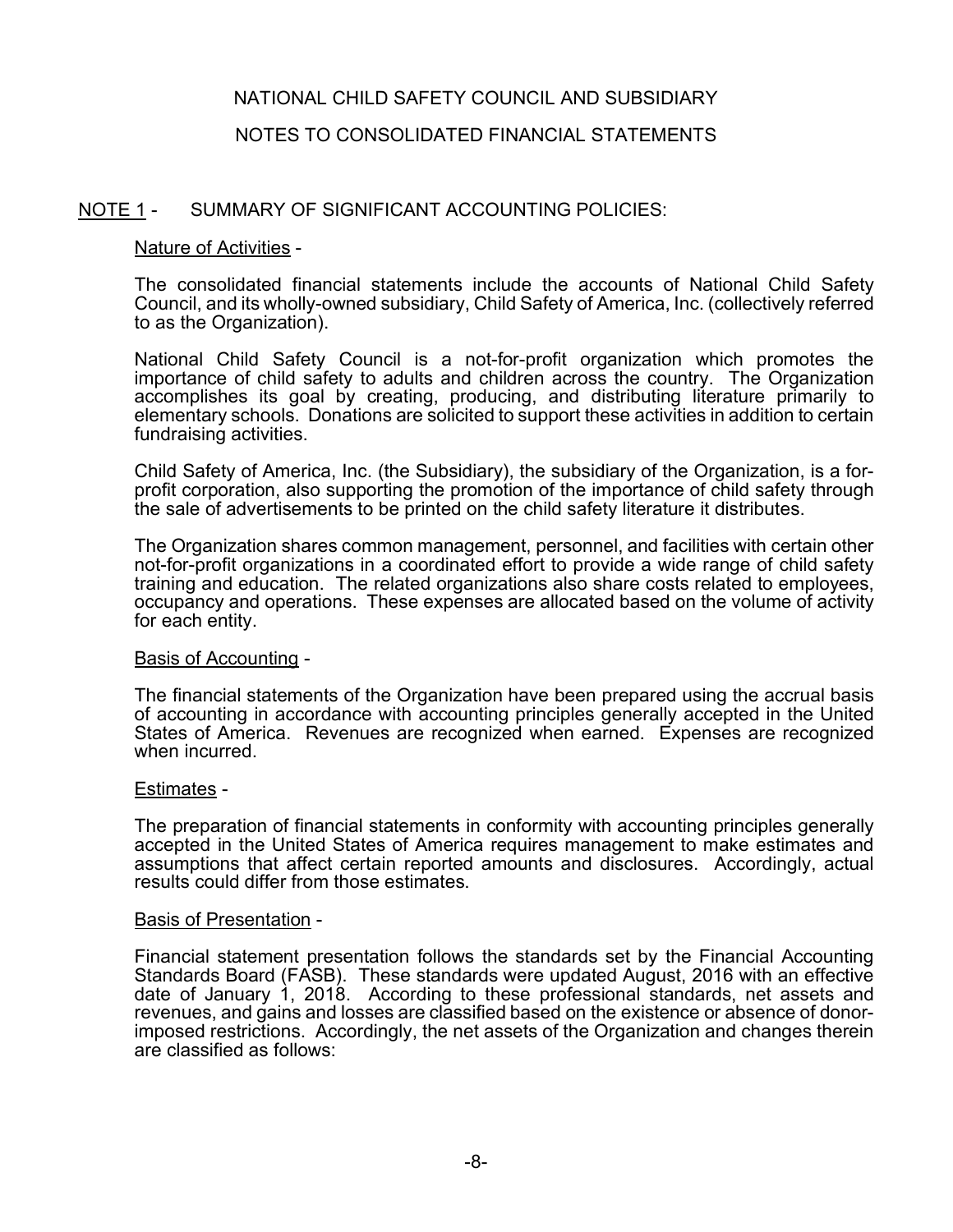# NATIONAL CHILD SAFETY COUNCIL AND SUBSIDIARY

## NOTES TO CONSOLIDATED FINANCIAL STATEMENTS

### NOTE 1 - SUMMARY OF SIGNIFICANT ACCOUNTING POLICIES:

Nature of Activities -

The consolidated financial statements include the accounts of National Child Safety Council, and its wholly-owned subsidiary, Child Safety of America, Inc. (collectively referred to as the Organization).

National Child Safety Council is a not-for-profit organization which promotes the importance of child safety to adults and children across the country. The Organization accomplishes its goal by creating, producing, and distributing literature primarily to elementary schools. Donations are solicited to support these activities in addition to certain fundraising activities.

Child Safety of America, Inc. (the Subsidiary), the subsidiary of the Organization, is a for-profit corporation, also supporting the promotion of the importance of child safety through the sale of advertisements to be printed on the child safety literature it distributes.

The Organization shares common management, personnel, and facilities with certain other not-for-profit organizations in a coordinated effort to provide a wide range of child safety training and education. The related organizations also share costs related to employees, occupancy and operations. These expenses are allocated based on the volume of activity for each entity.

Basis of Accounting -

The financial statements of the Organization have been prepared using the accrual basis of accounting in accordance with accounting principles generally accepted in the United States of America. Revenues are recognized when earned. Expenses are recognized when incurred.

Estimates -

The preparation of financial statements in conformity with accounting principles generally accepted in the United States of America requires management to make estimates and assumptions that affect certain reported amounts and disclosures. Accordingly, actual results could differ from those estimates.

Basis of Presentation -

Financial statement presentation follows the standards set by the Financial Accounting Standards Board (FASB). These standards were updated August, 2016 with an effective date of January 1, 2018. According to these professional standards, net assets and revenues, and gains and losses are classified based on the existence or absence of donor-imposed restrictions. Accordingly, the net assets of the Organization and changes therein are classified as follows: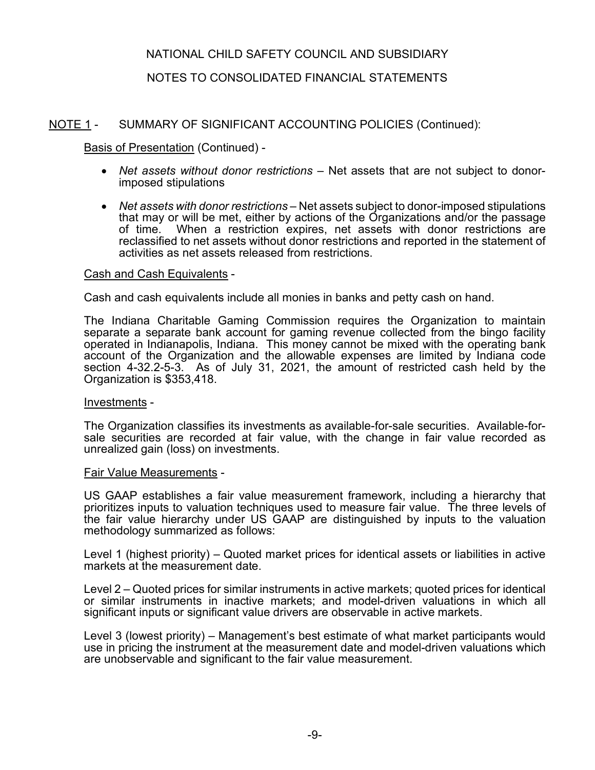NATIONAL CHILD SAFETY COUNCIL AND SUBSIDIARY

NOTES TO CONSOLIDATED FINANCIAL STATEMENTS

## NOTE 1 - SUMMARY OF SIGNIFICANT ACCOUNTING POLICIES (Continued):

Basis of Presentation (Continued) -

- *Net assets without donor restrictions* – Net assets that are not subject to donor-imposed stipulations
- *Net assets with donor restrictions* – Net assets subject to donor-imposed stipulations that may or will be met, either by actions of the Organizations and/or the passage of time. When a restriction expires, net assets with donor restrictions are reclassified to net assets without donor restrictions and reported in the statement of activities as net assets released from restrictions.

Cash and Cash Equivalents -

Cash and cash equivalents include all monies in banks and petty cash on hand.

The Indiana Charitable Gaming Commission requires the Organization to maintain separate a separate bank account for gaming revenue collected from the bingo facility operated in Indianapolis, Indiana. This money cannot be mixed with the operating bank account of the Organization and the allowable expenses are limited by Indiana code section 4-32.2-5-3. As of July 31, 2021, the amount of restricted cash held by the Organization is $353,418.

Investments -

The Organization classifies its investments as available-for-sale securities. Available-for-sale securities are recorded at fair value, with the change in fair value recorded as unrealized gain (loss) on investments.

Fair Value Measurements -

US GAAP establishes a fair value measurement framework, including a hierarchy that prioritizes inputs to valuation techniques used to measure fair value. The three levels of the fair value hierarchy under US GAAP are distinguished by inputs to the valuation methodology summarized as follows:

Level 1 (highest priority) – Quoted market prices for identical assets or liabilities in active markets at the measurement date.

Level 2 – Quoted prices for similar instruments in active markets; quoted prices for identical or similar instruments in inactive markets; and model-driven valuations in which all significant inputs or significant value drivers are observable in active markets.

Level 3 (lowest priority) – Management's best estimate of what market participants would use in pricing the instrument at the measurement date and model-driven valuations which are unobservable and significant to the fair value measurement.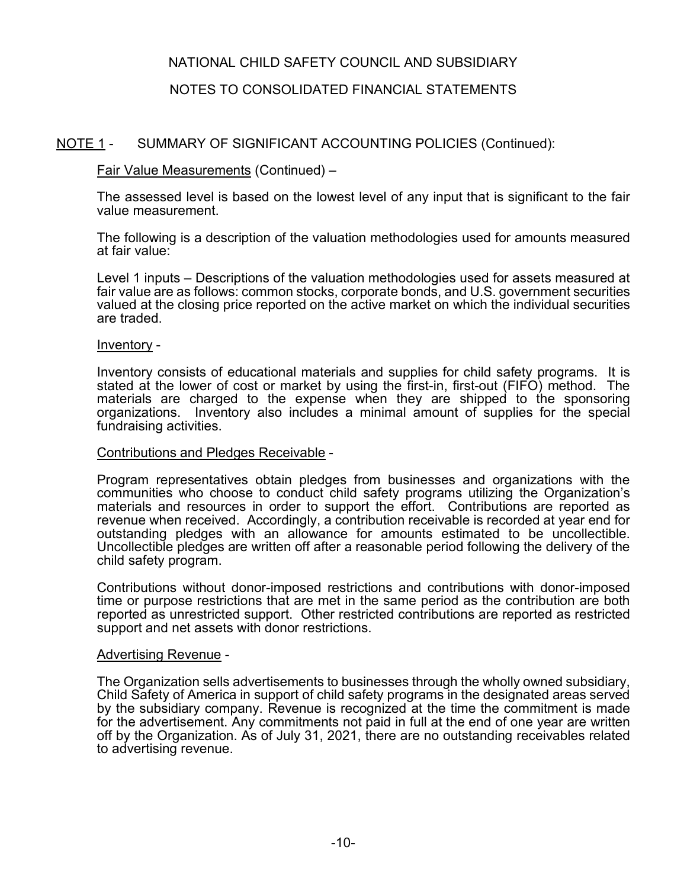NATIONAL CHILD SAFETY COUNCIL AND SUBSIDIARY

NOTES TO CONSOLIDATED FINANCIAL STATEMENTS

## NOTE 1 - SUMMARY OF SIGNIFICANT ACCOUNTING POLICIES (Continued):

Fair Value Measurements (Continued) –

The assessed level is based on the lowest level of any input that is significant to the fair value measurement.

The following is a description of the valuation methodologies used for amounts measured at fair value:

Level 1 inputs – Descriptions of the valuation methodologies used for assets measured at fair value are as follows: common stocks, corporate bonds, and U.S. government securities valued at the closing price reported on the active market on which the individual securities are traded.

Inventory -

Inventory consists of educational materials and supplies for child safety programs. It is stated at the lower of cost or market by using the first-in, first-out (FIFO) method. The materials are charged to the expense when they are shipped to the sponsoring organizations. Inventory also includes a minimal amount of supplies for the special fundraising activities.

Contributions and Pledges Receivable -

Program representatives obtain pledges from businesses and organizations with the communities who choose to conduct child safety programs utilizing the Organization's materials and resources in order to support the effort. Contributions are reported as revenue when received. Accordingly, a contribution receivable is recorded at year end for outstanding pledges with an allowance for amounts estimated to be uncollectible. Uncollectible pledges are written off after a reasonable period following the delivery of the child safety program.

Contributions without donor-imposed restrictions and contributions with donor-imposed time or purpose restrictions that are met in the same period as the contribution are both reported as unrestricted support. Other restricted contributions are reported as restricted support and net assets with donor restrictions.

Advertising Revenue -

The Organization sells advertisements to businesses through the wholly owned subsidiary, Child Safety of America in support of child safety programs in the designated areas served by the subsidiary company. Revenue is recognized at the time the commitment is made for the advertisement. Any commitments not paid in full at the end of one year are written off by the Organization. As of July 31, 2021, there are no outstanding receivables related to advertising revenue.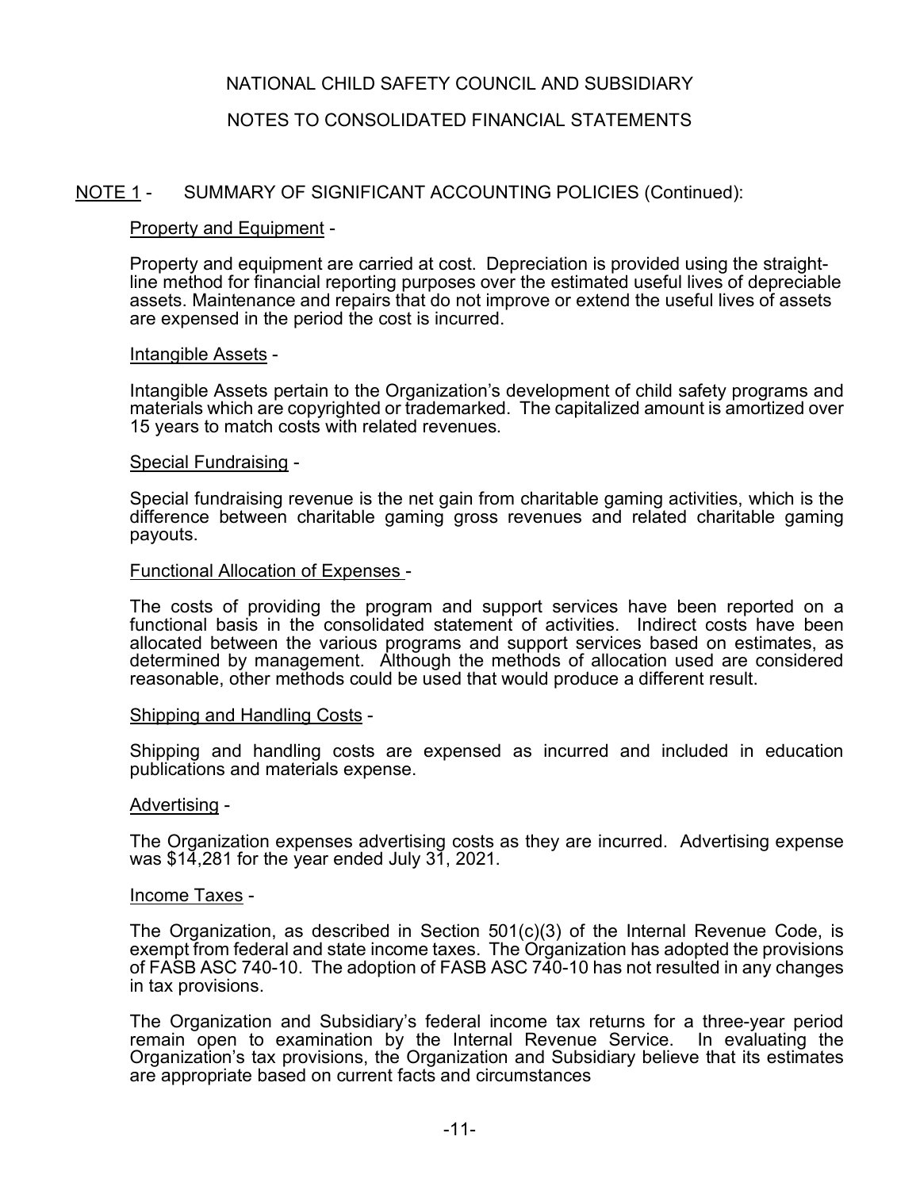# NATIONAL CHILD SAFETY COUNCIL AND SUBSIDIARY

## NOTES TO CONSOLIDATED FINANCIAL STATEMENTS

### NOTE 1 - SUMMARY OF SIGNIFICANT ACCOUNTING POLICIES (Continued):

Property and Equipment -

Property and equipment are carried at cost. Depreciation is provided using the straight-line method for financial reporting purposes over the estimated useful lives of depreciable assets. Maintenance and repairs that do not improve or extend the useful lives of assets are expensed in the period the cost is incurred.

Intangible Assets -

Intangible Assets pertain to the Organization's development of child safety programs and materials which are copyrighted or trademarked. The capitalized amount is amortized over 15 years to match costs with related revenues.

Special Fundraising -

Special fundraising revenue is the net gain from charitable gaming activities, which is the difference between charitable gaming gross revenues and related charitable gaming payouts.

Functional Allocation of Expenses -

The costs of providing the program and support services have been reported on a functional basis in the consolidated statement of activities. Indirect costs have been allocated between the various programs and support services based on estimates, as determined by management. Although the methods of allocation used are considered reasonable, other methods could be used that would produce a different result.

Shipping and Handling Costs -

Shipping and handling costs are expensed as incurred and included in education publications and materials expense.

Advertising -

The Organization expenses advertising costs as they are incurred. Advertising expense was $14,281 for the year ended July 31, 2021.

Income Taxes -

The Organization, as described in Section 501(c)(3) of the Internal Revenue Code, is exempt from federal and state income taxes. The Organization has adopted the provisions of FASB ASC 740-10. The adoption of FASB ASC 740-10 has not resulted in any changes in tax provisions.

The Organization and Subsidiary's federal income tax returns for a three-year period remain open to examination by the Internal Revenue Service. In evaluating the Organization's tax provisions, the Organization and Subsidiary believe that its estimates are appropriate based on current facts and circumstances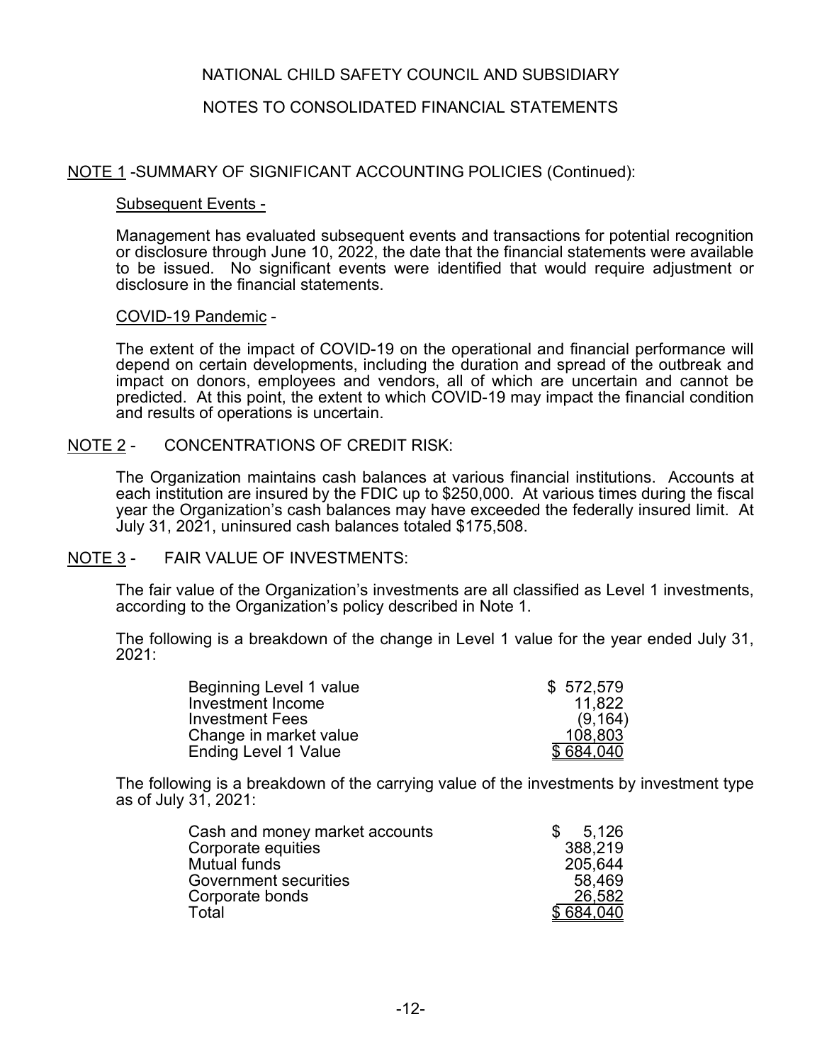# NATIONAL CHILD SAFETY COUNCIL AND SUBSIDIARY

## NOTES TO CONSOLIDATED FINANCIAL STATEMENTS

### NOTE 1 -SUMMARY OF SIGNIFICANT ACCOUNTING POLICIES (Continued):

Subsequent Events -

Management has evaluated subsequent events and transactions for potential recognition or disclosure through June 10, 2022, the date that the financial statements were available to be issued. No significant events were identified that would require adjustment or disclosure in the financial statements.

COVID-19 Pandemic -

The extent of the impact of COVID-19 on the operational and financial performance will depend on certain developments, including the duration and spread of the outbreak and impact on donors, employees and vendors, all of which are uncertain and cannot be predicted. At this point, the extent to which COVID-19 may impact the financial condition and results of operations is uncertain.

### NOTE 2 - CONCENTRATIONS OF CREDIT RISK:

The Organization maintains cash balances at various financial institutions. Accounts at each institution are insured by the FDIC up to $250,000. At various times during the fiscal year the Organization's cash balances may have exceeded the federally insured limit. At July 31, 2021, uninsured cash balances totaled $175,508.

### NOTE 3 - FAIR VALUE OF INVESTMENTS:

The fair value of the Organization's investments are all classified as Level 1 investments, according to the Organization's policy described in Note 1.

The following is a breakdown of the change in Level 1 value for the year ended July 31, 2021:

| | |
|---|---|
| Beginning Level 1 value | $ 572,579 |
| Investment Income | 11,822 |
| Investment Fees | (9,164) |
| Change in market value | 108,803 |
| Ending Level 1 Value | $ 684,040 |

The following is a breakdown of the carrying value of the investments by investment type as of July 31, 2021:

| | |
|---|---|
| Cash and money market accounts | $ 5,126 |
| Corporate equities | 388,219 |
| Mutual funds | 205,644 |
| Government securities | 58,469 |
| Corporate bonds | 26,582 |
| Total | $ 684,040 |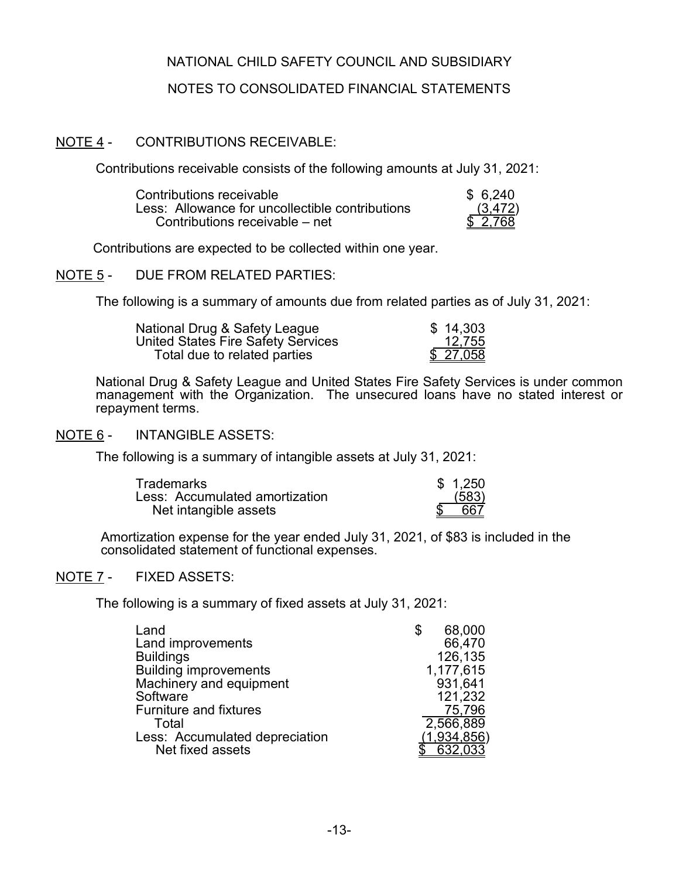NATIONAL CHILD SAFETY COUNCIL AND SUBSIDIARY

NOTES TO CONSOLIDATED FINANCIAL STATEMENTS

## NOTE 4 - CONTRIBUTIONS RECEIVABLE:

Contributions receivable consists of the following amounts at July 31, 2021:

| | |
|---|---|
| Contributions receivable | $ 6,240 |
| Less: Allowance for uncollectible contributions | (3,472) |
| Contributions receivable – net | $ 2,768 |

Contributions are expected to be collected within one year.

## NOTE 5 - DUE FROM RELATED PARTIES:

The following is a summary of amounts due from related parties as of July 31, 2021:

| | |
|---|---|
| National Drug & Safety League | $ 14,303 |
| United States Fire Safety Services | 12,755 |
| Total due to related parties | $ 27,058 |

National Drug & Safety League and United States Fire Safety Services is under common management with the Organization. The unsecured loans have no stated interest or repayment terms.

## NOTE 6 - INTANGIBLE ASSETS:

The following is a summary of intangible assets at July 31, 2021:

| | |
|---|---|
| Trademarks | $ 1,250 |
| Less: Accumulated amortization | (583) |
| Net intangible assets | $ 667 |

Amortization expense for the year ended July 31, 2021, of $83 is included in the consolidated statement of functional expenses.

## NOTE 7 - FIXED ASSETS:

The following is a summary of fixed assets at July 31, 2021:

| | |
|---|---|
| Land | $ 68,000 |
| Land improvements | 66,470 |
| Buildings | 126,135 |
| Building improvements | 1,177,615 |
| Machinery and equipment | 931,641 |
| Software | 121,232 |
| Furniture and fixtures | 75,796 |
| Total | 2,566,889 |
| Less: Accumulated depreciation | (1,934,856) |
| Net fixed assets | $ 632,033 |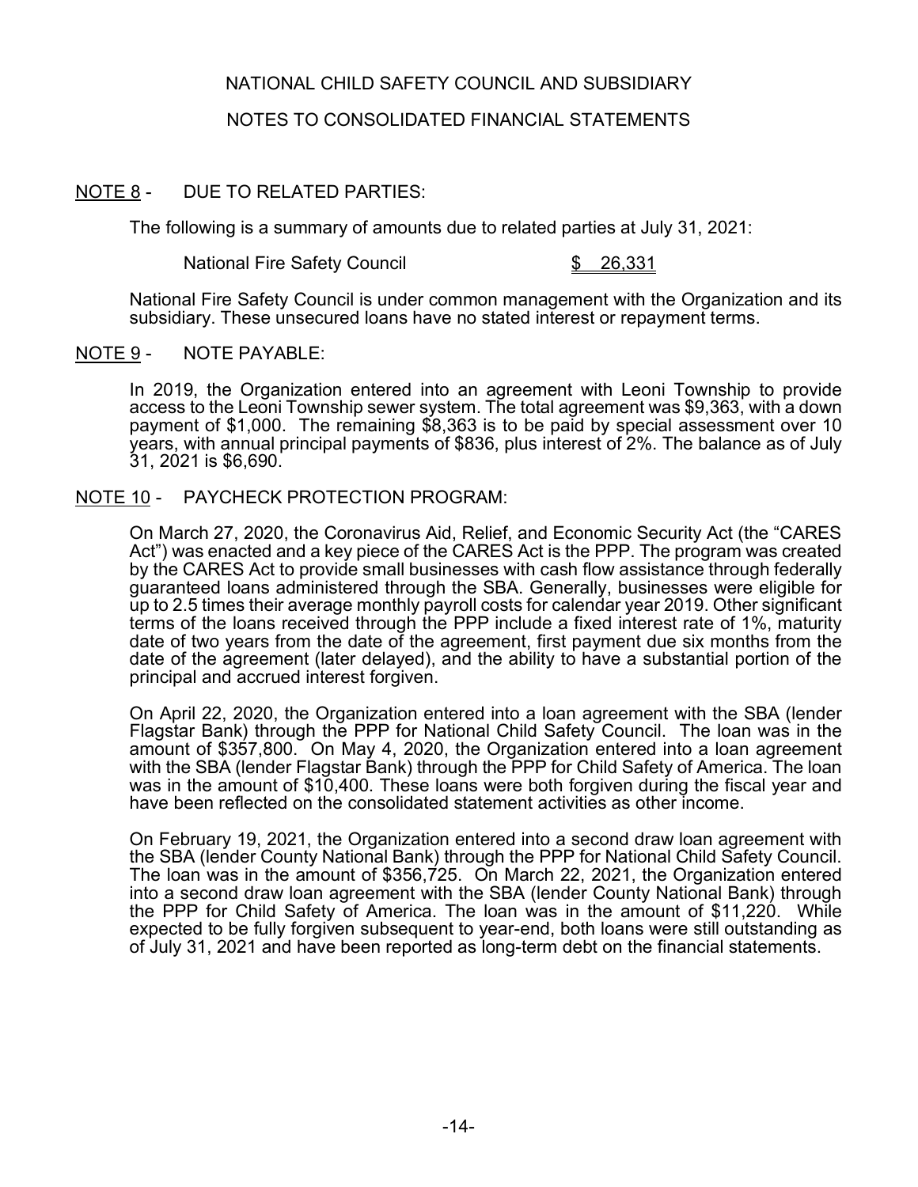# NATIONAL CHILD SAFETY COUNCIL AND SUBSIDIARY

## NOTES TO CONSOLIDATED FINANCIAL STATEMENTS

### NOTE 8 - DUE TO RELATED PARTIES:

The following is a summary of amounts due to related parties at July 31, 2021:

| | |
|---|---|
| National Fire Safety Council | $ 26,331 |

National Fire Safety Council is under common management with the Organization and its subsidiary. These unsecured loans have no stated interest or repayment terms.

### NOTE 9 - NOTE PAYABLE:

In 2019, the Organization entered into an agreement with Leoni Township to provide access to the Leoni Township sewer system. The total agreement was $9,363, with a down payment of $1,000. The remaining $8,363 is to be paid by special assessment over 10 years, with annual principal payments of $836, plus interest of 2%. The balance as of July 31, 2021 is $6,690.

### NOTE 10 - PAYCHECK PROTECTION PROGRAM:

On March 27, 2020, the Coronavirus Aid, Relief, and Economic Security Act (the "CARES Act") was enacted and a key piece of the CARES Act is the PPP. The program was created by the CARES Act to provide small businesses with cash flow assistance through federally guaranteed loans administered through the SBA. Generally, businesses were eligible for up to 2.5 times their average monthly payroll costs for calendar year 2019. Other significant terms of the loans received through the PPP include a fixed interest rate of 1%, maturity date of two years from the date of the agreement, first payment due six months from the date of the agreement (later delayed), and the ability to have a substantial portion of the principal and accrued interest forgiven.

On April 22, 2020, the Organization entered into a loan agreement with the SBA (lender Flagstar Bank) through the PPP for National Child Safety Council. The loan was in the amount of $357,800. On May 4, 2020, the Organization entered into a loan agreement with the SBA (lender Flagstar Bank) through the PPP for Child Safety of America. The loan was in the amount of $10,400. These loans were both forgiven during the fiscal year and have been reflected on the consolidated statement activities as other income.

On February 19, 2021, the Organization entered into a second draw loan agreement with the SBA (lender County National Bank) through the PPP for National Child Safety Council. The loan was in the amount of $356,725. On March 22, 2021, the Organization entered into a second draw loan agreement with the SBA (lender County National Bank) through the PPP for Child Safety of America. The loan was in the amount of $11,220. While expected to be fully forgiven subsequent to year-end, both loans were still outstanding as of July 31, 2021 and have been reported as long-term debt on the financial statements.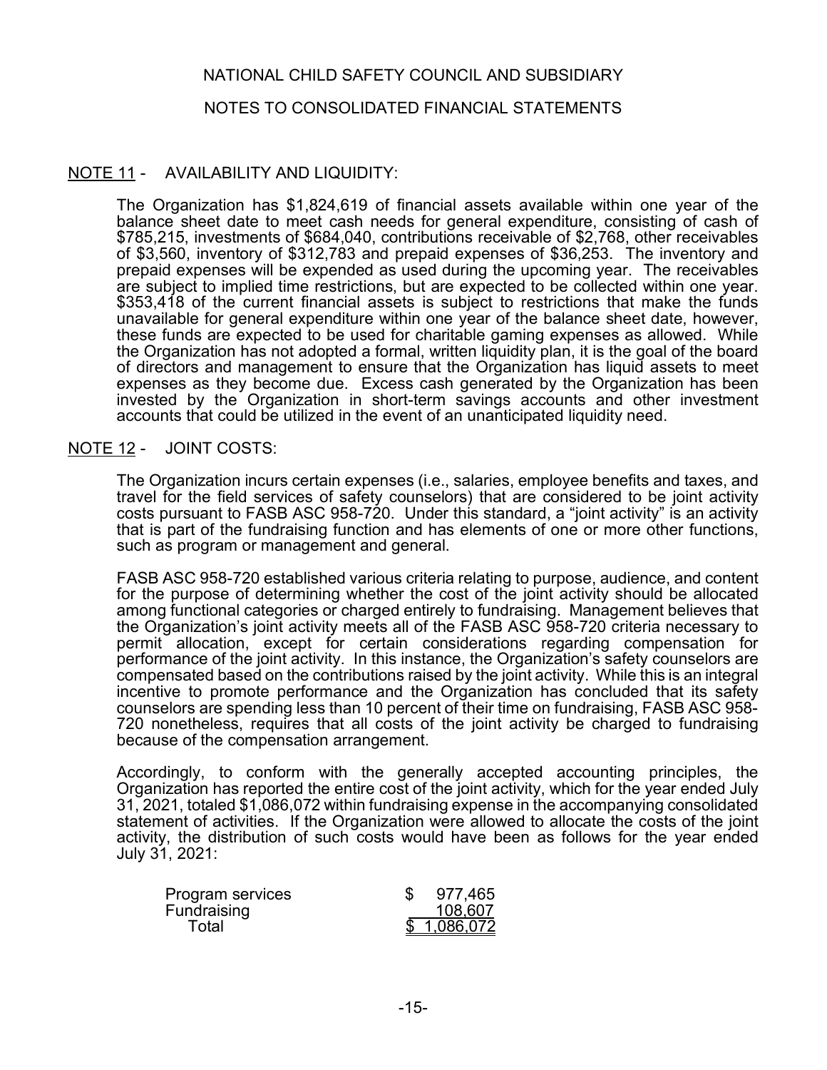NATIONAL CHILD SAFETY COUNCIL AND SUBSIDIARY

NOTES TO CONSOLIDATED FINANCIAL STATEMENTS

## NOTE 11 - AVAILABILITY AND LIQUIDITY:

The Organization has $1,824,619 of financial assets available within one year of the balance sheet date to meet cash needs for general expenditure, consisting of cash of $785,215, investments of $684,040, contributions receivable of $2,768, other receivables of $3,560, inventory of $312,783 and prepaid expenses of $36,253. The inventory and prepaid expenses will be expended as used during the upcoming year. The receivables are subject to implied time restrictions, but are expected to be collected within one year. $353,418 of the current financial assets is subject to restrictions that make the funds unavailable for general expenditure within one year of the balance sheet date, however, these funds are expected to be used for charitable gaming expenses as allowed. While the Organization has not adopted a formal, written liquidity plan, it is the goal of the board of directors and management to ensure that the Organization has liquid assets to meet expenses as they become due. Excess cash generated by the Organization has been invested by the Organization in short-term savings accounts and other investment accounts that could be utilized in the event of an unanticipated liquidity need.

## NOTE 12 - JOINT COSTS:

The Organization incurs certain expenses (i.e., salaries, employee benefits and taxes, and travel for the field services of safety counselors) that are considered to be joint activity costs pursuant to FASB ASC 958-720. Under this standard, a "joint activity" is an activity that is part of the fundraising function and has elements of one or more other functions, such as program or management and general.

FASB ASC 958-720 established various criteria relating to purpose, audience, and content for the purpose of determining whether the cost of the joint activity should be allocated among functional categories or charged entirely to fundraising. Management believes that the Organization's joint activity meets all of the FASB ASC 958-720 criteria necessary to permit allocation, except for certain considerations regarding compensation for performance of the joint activity. In this instance, the Organization's safety counselors are compensated based on the contributions raised by the joint activity. While this is an integral incentive to promote performance and the Organization has concluded that its safety counselors are spending less than 10 percent of their time on fundraising, FASB ASC 958-720 nonetheless, requires that all costs of the joint activity be charged to fundraising because of the compensation arrangement.

Accordingly, to conform with the generally accepted accounting principles, the Organization has reported the entire cost of the joint activity, which for the year ended July 31, 2021, totaled $1,086,072 within fundraising expense in the accompanying consolidated statement of activities. If the Organization were allowed to allocate the costs of the joint activity, the distribution of such costs would have been as follows for the year ended July 31, 2021:

| | |
|---|---|
| Program services | $ 977,465 |
| Fundraising | 108,607 |
| Total | $ 1,086,072 |